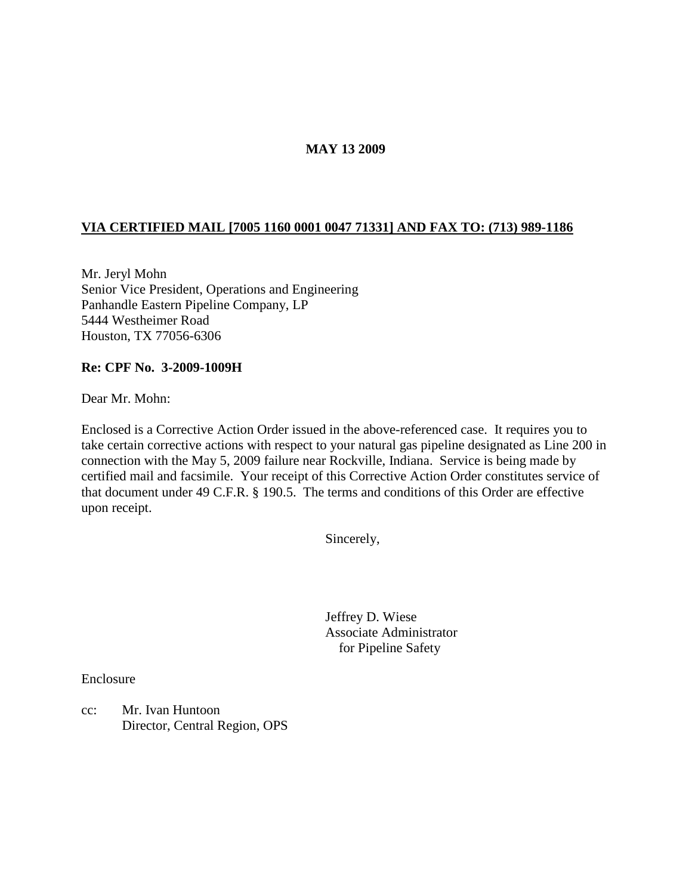**MAY 13 2009**

**VIA CERTIFIED MAIL [7005 1160 0001 0047 71331] AND FAX TO: (713) 989-1186**

Mr. Jeryl Mohn
Senior Vice President, Operations and Engineering
Panhandle Eastern Pipeline Company, LP
5444 Westheimer Road
Houston, TX 77056-6306

**Re: CPF No. 3-2009-1009H**

Dear Mr. Mohn:

Enclosed is a Corrective Action Order issued in the above-referenced case. It requires you to take certain corrective actions with respect to your natural gas pipeline designated as Line 200 in connection with the May 5, 2009 failure near Rockville, Indiana. Service is being made by certified mail and facsimile. Your receipt of this Corrective Action Order constitutes service of that document under 49 C.F.R. § 190.5. The terms and conditions of this Order are effective upon receipt.

Sincerely,

Jeffrey D. Wiese
Associate Administrator
for Pipeline Safety

Enclosure

cc: Mr. Ivan Huntoon
Director, Central Region, OPS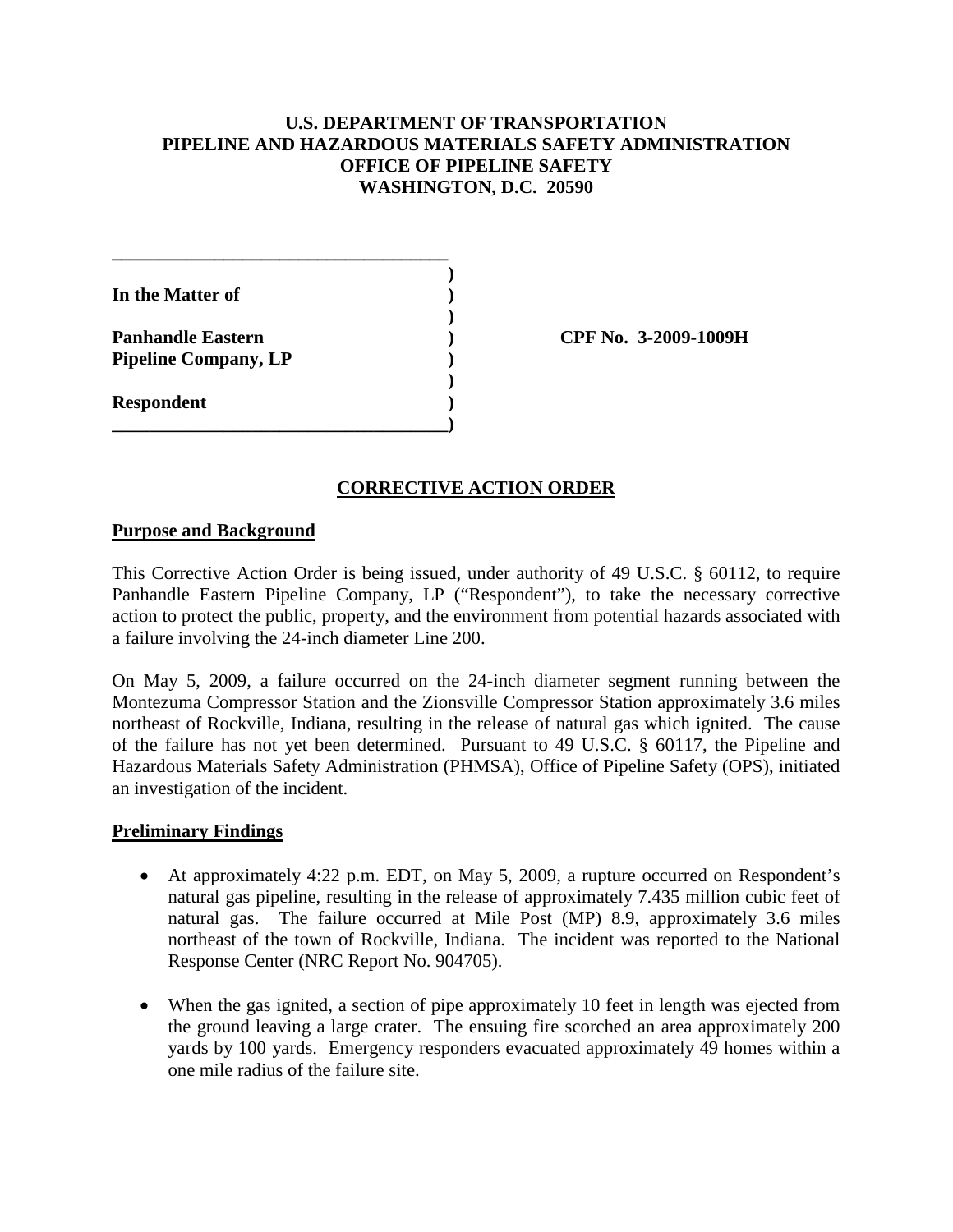**U.S. DEPARTMENT OF TRANSPORTATION**
**PIPELINE AND HAZARDOUS MATERIALS SAFETY ADMINISTRATION**
**OFFICE OF PIPELINE SAFETY**
**WASHINGTON, D.C. 20590**

| | |
|---|---|
| **In the Matter of** | |
| **Panhandle Eastern Pipeline Company, LP** | **CPF No. 3-2009-1009H** |
| **Respondent** | |

## CORRECTIVE ACTION ORDER

### Purpose and Background

This Corrective Action Order is being issued, under authority of 49 U.S.C. § 60112, to require Panhandle Eastern Pipeline Company, LP ("Respondent"), to take the necessary corrective action to protect the public, property, and the environment from potential hazards associated with a failure involving the 24-inch diameter Line 200.

On May 5, 2009, a failure occurred on the 24-inch diameter segment running between the Montezuma Compressor Station and the Zionsville Compressor Station approximately 3.6 miles northeast of Rockville, Indiana, resulting in the release of natural gas which ignited. The cause of the failure has not yet been determined. Pursuant to 49 U.S.C. § 60117, the Pipeline and Hazardous Materials Safety Administration (PHMSA), Office of Pipeline Safety (OPS), initiated an investigation of the incident.

### Preliminary Findings

- At approximately 4:22 p.m. EDT, on May 5, 2009, a rupture occurred on Respondent's natural gas pipeline, resulting in the release of approximately 7.435 million cubic feet of natural gas. The failure occurred at Mile Post (MP) 8.9, approximately 3.6 miles northeast of the town of Rockville, Indiana. The incident was reported to the National Response Center (NRC Report No. 904705).

- When the gas ignited, a section of pipe approximately 10 feet in length was ejected from the ground leaving a large crater. The ensuing fire scorched an area approximately 200 yards by 100 yards. Emergency responders evacuated approximately 49 homes within a one mile radius of the failure site.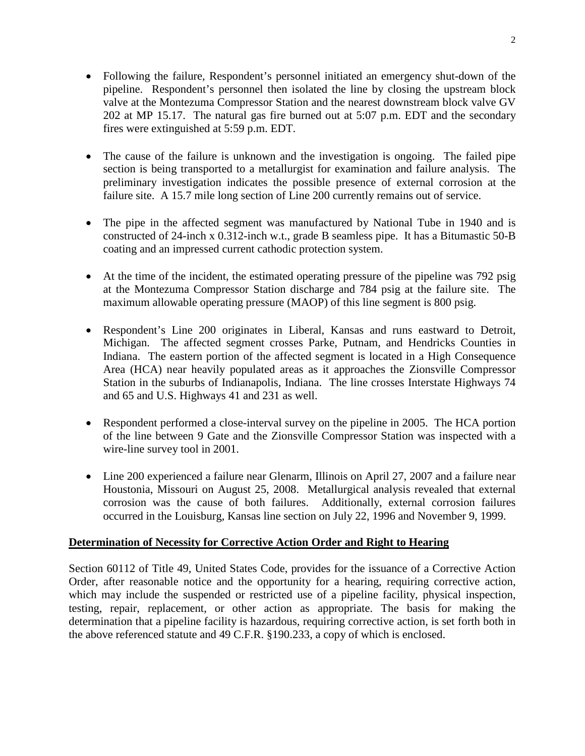- Following the failure, Respondent's personnel initiated an emergency shut-down of the pipeline. Respondent's personnel then isolated the line by closing the upstream block valve at the Montezuma Compressor Station and the nearest downstream block valve GV 202 at MP 15.17. The natural gas fire burned out at 5:07 p.m. EDT and the secondary fires were extinguished at 5:59 p.m. EDT.

- The cause of the failure is unknown and the investigation is ongoing. The failed pipe section is being transported to a metallurgist for examination and failure analysis. The preliminary investigation indicates the possible presence of external corrosion at the failure site. A 15.7 mile long section of Line 200 currently remains out of service.

- The pipe in the affected segment was manufactured by National Tube in 1940 and is constructed of 24-inch x 0.312-inch w.t., grade B seamless pipe. It has a Bitumastic 50-B coating and an impressed current cathodic protection system.

- At the time of the incident, the estimated operating pressure of the pipeline was 792 psig at the Montezuma Compressor Station discharge and 784 psig at the failure site. The maximum allowable operating pressure (MAOP) of this line segment is 800 psig.

- Respondent's Line 200 originates in Liberal, Kansas and runs eastward to Detroit, Michigan. The affected segment crosses Parke, Putnam, and Hendricks Counties in Indiana. The eastern portion of the affected segment is located in a High Consequence Area (HCA) near heavily populated areas as it approaches the Zionsville Compressor Station in the suburbs of Indianapolis, Indiana. The line crosses Interstate Highways 74 and 65 and U.S. Highways 41 and 231 as well.

- Respondent performed a close-interval survey on the pipeline in 2005. The HCA portion of the line between 9 Gate and the Zionsville Compressor Station was inspected with a wire-line survey tool in 2001.

- Line 200 experienced a failure near Glenarm, Illinois on April 27, 2007 and a failure near Houstonia, Missouri on August 25, 2008. Metallurgical analysis revealed that external corrosion was the cause of both failures. Additionally, external corrosion failures occurred in the Louisburg, Kansas line section on July 22, 1996 and November 9, 1999.

**Determination of Necessity for Corrective Action Order and Right to Hearing**

Section 60112 of Title 49, United States Code, provides for the issuance of a Corrective Action Order, after reasonable notice and the opportunity for a hearing, requiring corrective action, which may include the suspended or restricted use of a pipeline facility, physical inspection, testing, repair, replacement, or other action as appropriate. The basis for making the determination that a pipeline facility is hazardous, requiring corrective action, is set forth both in the above referenced statute and 49 C.F.R. §190.233, a copy of which is enclosed.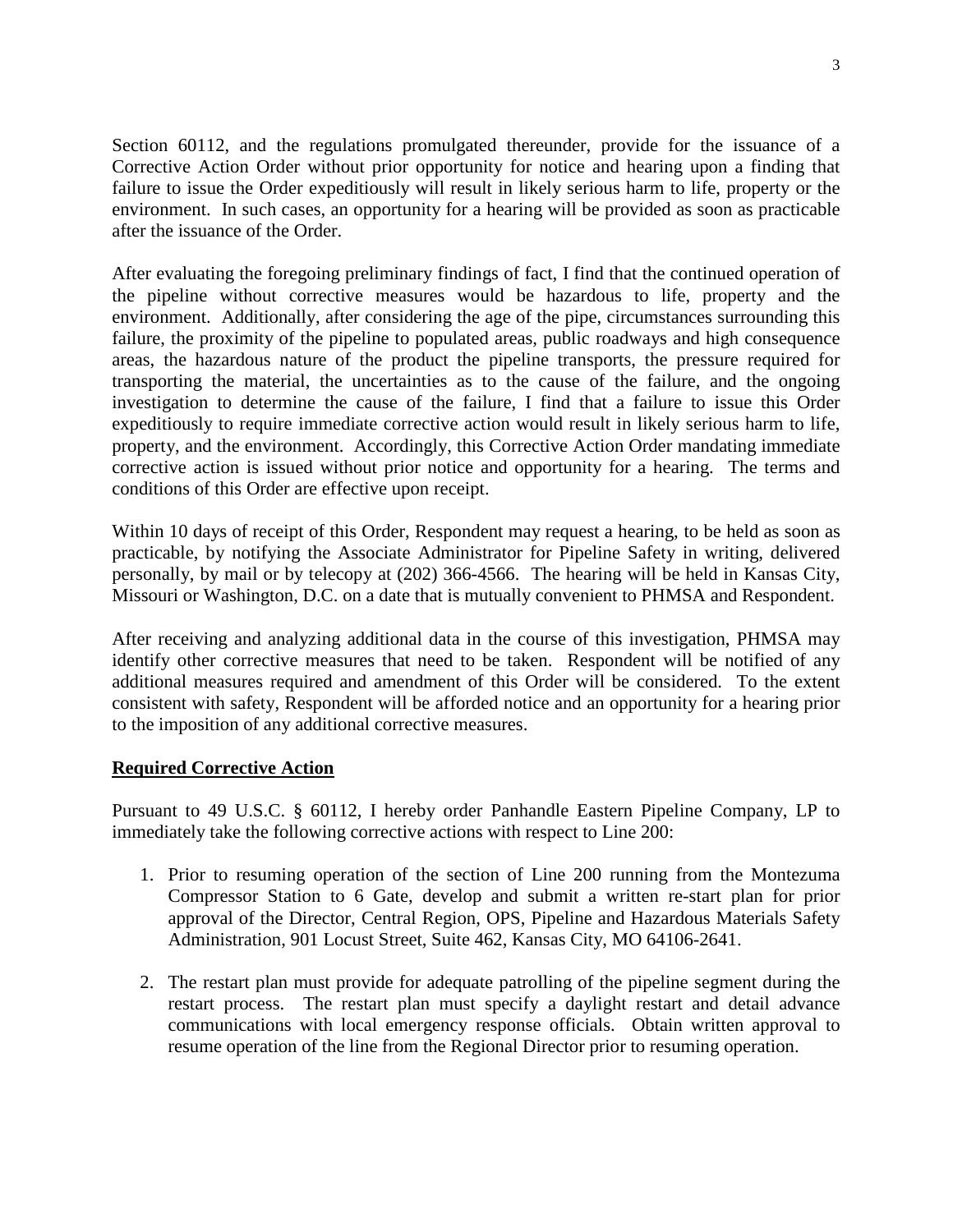Section 60112, and the regulations promulgated thereunder, provide for the issuance of a Corrective Action Order without prior opportunity for notice and hearing upon a finding that failure to issue the Order expeditiously will result in likely serious harm to life, property or the environment. In such cases, an opportunity for a hearing will be provided as soon as practicable after the issuance of the Order.

After evaluating the foregoing preliminary findings of fact, I find that the continued operation of the pipeline without corrective measures would be hazardous to life, property and the environment. Additionally, after considering the age of the pipe, circumstances surrounding this failure, the proximity of the pipeline to populated areas, public roadways and high consequence areas, the hazardous nature of the product the pipeline transports, the pressure required for transporting the material, the uncertainties as to the cause of the failure, and the ongoing investigation to determine the cause of the failure, I find that a failure to issue this Order expeditiously to require immediate corrective action would result in likely serious harm to life, property, and the environment. Accordingly, this Corrective Action Order mandating immediate corrective action is issued without prior notice and opportunity for a hearing. The terms and conditions of this Order are effective upon receipt.

Within 10 days of receipt of this Order, Respondent may request a hearing, to be held as soon as practicable, by notifying the Associate Administrator for Pipeline Safety in writing, delivered personally, by mail or by telecopy at (202) 366-4566. The hearing will be held in Kansas City, Missouri or Washington, D.C. on a date that is mutually convenient to PHMSA and Respondent.

After receiving and analyzing additional data in the course of this investigation, PHMSA may identify other corrective measures that need to be taken. Respondent will be notified of any additional measures required and amendment of this Order will be considered. To the extent consistent with safety, Respondent will be afforded notice and an opportunity for a hearing prior to the imposition of any additional corrective measures.

**Required Corrective Action**

Pursuant to 49 U.S.C. § 60112, I hereby order Panhandle Eastern Pipeline Company, LP to immediately take the following corrective actions with respect to Line 200:

1. Prior to resuming operation of the section of Line 200 running from the Montezuma Compressor Station to 6 Gate, develop and submit a written re-start plan for prior approval of the Director, Central Region, OPS, Pipeline and Hazardous Materials Safety Administration, 901 Locust Street, Suite 462, Kansas City, MO 64106-2641.

2. The restart plan must provide for adequate patrolling of the pipeline segment during the restart process. The restart plan must specify a daylight restart and detail advance communications with local emergency response officials. Obtain written approval to resume operation of the line from the Regional Director prior to resuming operation.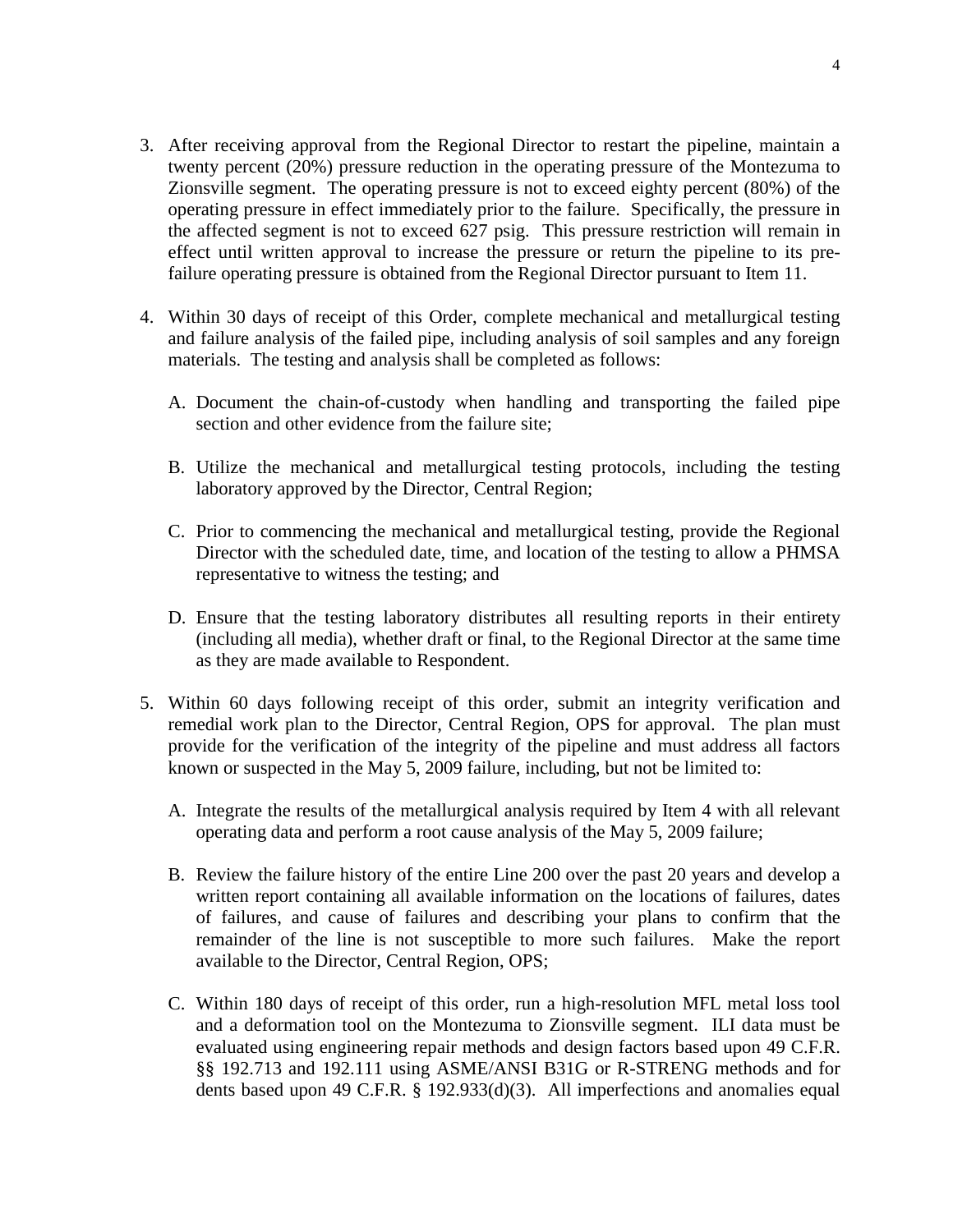3. After receiving approval from the Regional Director to restart the pipeline, maintain a twenty percent (20%) pressure reduction in the operating pressure of the Montezuma to Zionsville segment. The operating pressure is not to exceed eighty percent (80%) of the operating pressure in effect immediately prior to the failure. Specifically, the pressure in the affected segment is not to exceed 627 psig. This pressure restriction will remain in effect until written approval to increase the pressure or return the pipeline to its pre-failure operating pressure is obtained from the Regional Director pursuant to Item 11.

4. Within 30 days of receipt of this Order, complete mechanical and metallurgical testing and failure analysis of the failed pipe, including analysis of soil samples and any foreign materials. The testing and analysis shall be completed as follows:

   A. Document the chain-of-custody when handling and transporting the failed pipe section and other evidence from the failure site;

   B. Utilize the mechanical and metallurgical testing protocols, including the testing laboratory approved by the Director, Central Region;

   C. Prior to commencing the mechanical and metallurgical testing, provide the Regional Director with the scheduled date, time, and location of the testing to allow a PHMSA representative to witness the testing; and

   D. Ensure that the testing laboratory distributes all resulting reports in their entirety (including all media), whether draft or final, to the Regional Director at the same time as they are made available to Respondent.

5. Within 60 days following receipt of this order, submit an integrity verification and remedial work plan to the Director, Central Region, OPS for approval. The plan must provide for the verification of the integrity of the pipeline and must address all factors known or suspected in the May 5, 2009 failure, including, but not be limited to:

   A. Integrate the results of the metallurgical analysis required by Item 4 with all relevant operating data and perform a root cause analysis of the May 5, 2009 failure;

   B. Review the failure history of the entire Line 200 over the past 20 years and develop a written report containing all available information on the locations of failures, dates of failures, and cause of failures and describing your plans to confirm that the remainder of the line is not susceptible to more such failures. Make the report available to the Director, Central Region, OPS;

   C. Within 180 days of receipt of this order, run a high-resolution MFL metal loss tool and a deformation tool on the Montezuma to Zionsville segment. ILI data must be evaluated using engineering repair methods and design factors based upon 49 C.F.R. §§ 192.713 and 192.111 using ASME/ANSI B31G or R-STRENG methods and for dents based upon 49 C.F.R. § 192.933(d)(3). All imperfections and anomalies equal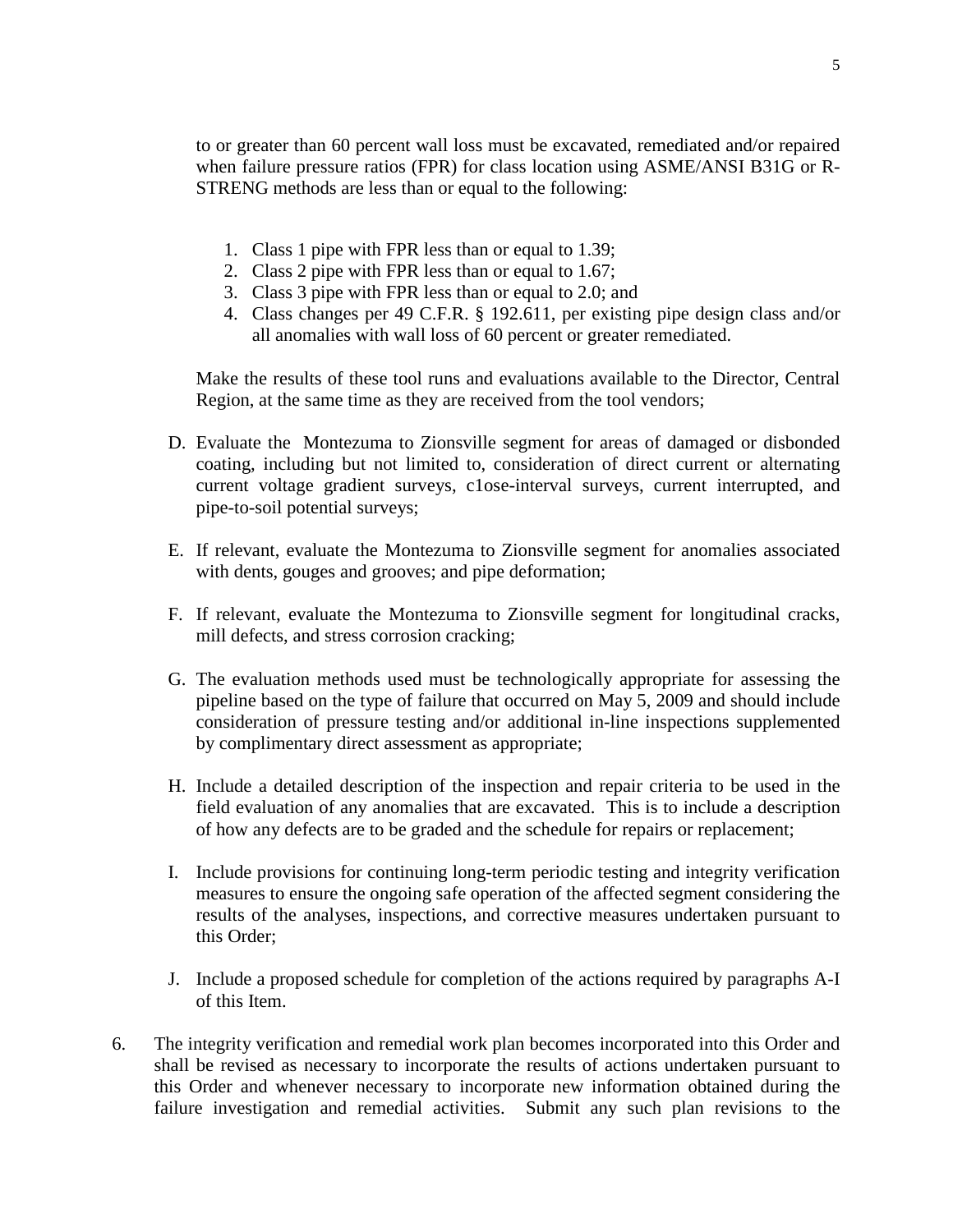to or greater than 60 percent wall loss must be excavated, remediated and/or repaired when failure pressure ratios (FPR) for class location using ASME/ANSI B31G or R-STRENG methods are less than or equal to the following:

1. Class 1 pipe with FPR less than or equal to 1.39;
2. Class 2 pipe with FPR less than or equal to 1.67;
3. Class 3 pipe with FPR less than or equal to 2.0; and
4. Class changes per 49 C.F.R. § 192.611, per existing pipe design class and/or all anomalies with wall loss of 60 percent or greater remediated.

Make the results of these tool runs and evaluations available to the Director, Central Region, at the same time as they are received from the tool vendors;

D. Evaluate the Montezuma to Zionsville segment for areas of damaged or disbonded coating, including but not limited to, consideration of direct current or alternating current voltage gradient surveys, c1ose-interval surveys, current interrupted, and pipe-to-soil potential surveys;

E. If relevant, evaluate the Montezuma to Zionsville segment for anomalies associated with dents, gouges and grooves; and pipe deformation;

F. If relevant, evaluate the Montezuma to Zionsville segment for longitudinal cracks, mill defects, and stress corrosion cracking;

G. The evaluation methods used must be technologically appropriate for assessing the pipeline based on the type of failure that occurred on May 5, 2009 and should include consideration of pressure testing and/or additional in-line inspections supplemented by complimentary direct assessment as appropriate;

H. Include a detailed description of the inspection and repair criteria to be used in the field evaluation of any anomalies that are excavated. This is to include a description of how any defects are to be graded and the schedule for repairs or replacement;

I. Include provisions for continuing long-term periodic testing and integrity verification measures to ensure the ongoing safe operation of the affected segment considering the results of the analyses, inspections, and corrective measures undertaken pursuant to this Order;

J. Include a proposed schedule for completion of the actions required by paragraphs A-I of this Item.

6. The integrity verification and remedial work plan becomes incorporated into this Order and shall be revised as necessary to incorporate the results of actions undertaken pursuant to this Order and whenever necessary to incorporate new information obtained during the failure investigation and remedial activities. Submit any such plan revisions to the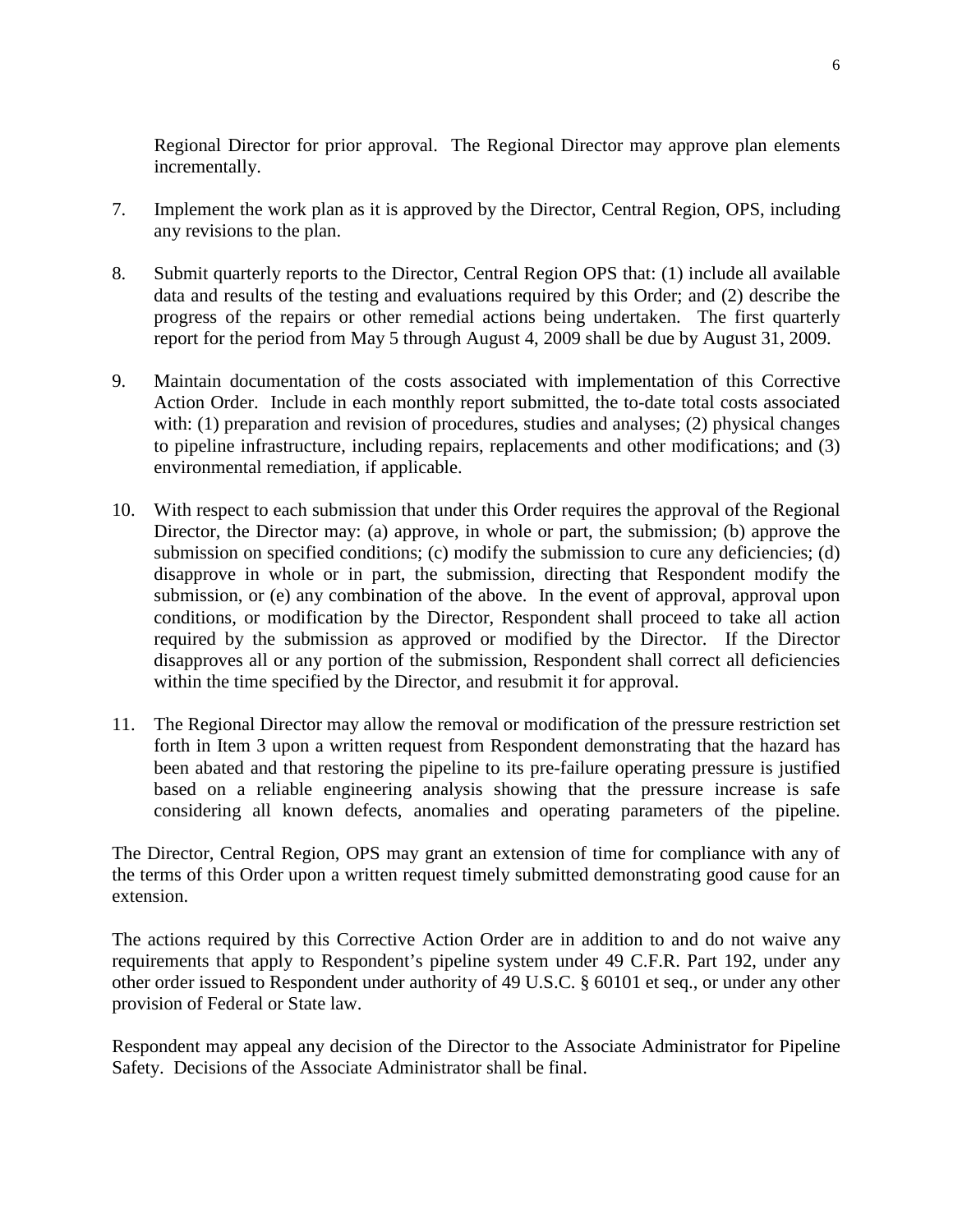Regional Director for prior approval. The Regional Director may approve plan elements incrementally.

7. Implement the work plan as it is approved by the Director, Central Region, OPS, including any revisions to the plan.

8. Submit quarterly reports to the Director, Central Region OPS that: (1) include all available data and results of the testing and evaluations required by this Order; and (2) describe the progress of the repairs or other remedial actions being undertaken. The first quarterly report for the period from May 5 through August 4, 2009 shall be due by August 31, 2009.

9. Maintain documentation of the costs associated with implementation of this Corrective Action Order. Include in each monthly report submitted, the to-date total costs associated with: (1) preparation and revision of procedures, studies and analyses; (2) physical changes to pipeline infrastructure, including repairs, replacements and other modifications; and (3) environmental remediation, if applicable.

10. With respect to each submission that under this Order requires the approval of the Regional Director, the Director may: (a) approve, in whole or part, the submission; (b) approve the submission on specified conditions; (c) modify the submission to cure any deficiencies; (d) disapprove in whole or in part, the submission, directing that Respondent modify the submission, or (e) any combination of the above. In the event of approval, approval upon conditions, or modification by the Director, Respondent shall proceed to take all action required by the submission as approved or modified by the Director. If the Director disapproves all or any portion of the submission, Respondent shall correct all deficiencies within the time specified by the Director, and resubmit it for approval.

11. The Regional Director may allow the removal or modification of the pressure restriction set forth in Item 3 upon a written request from Respondent demonstrating that the hazard has been abated and that restoring the pipeline to its pre-failure operating pressure is justified based on a reliable engineering analysis showing that the pressure increase is safe considering all known defects, anomalies and operating parameters of the pipeline.

The Director, Central Region, OPS may grant an extension of time for compliance with any of the terms of this Order upon a written request timely submitted demonstrating good cause for an extension.

The actions required by this Corrective Action Order are in addition to and do not waive any requirements that apply to Respondent's pipeline system under 49 C.F.R. Part 192, under any other order issued to Respondent under authority of 49 U.S.C. § 60101 et seq., or under any other provision of Federal or State law.

Respondent may appeal any decision of the Director to the Associate Administrator for Pipeline Safety. Decisions of the Associate Administrator shall be final.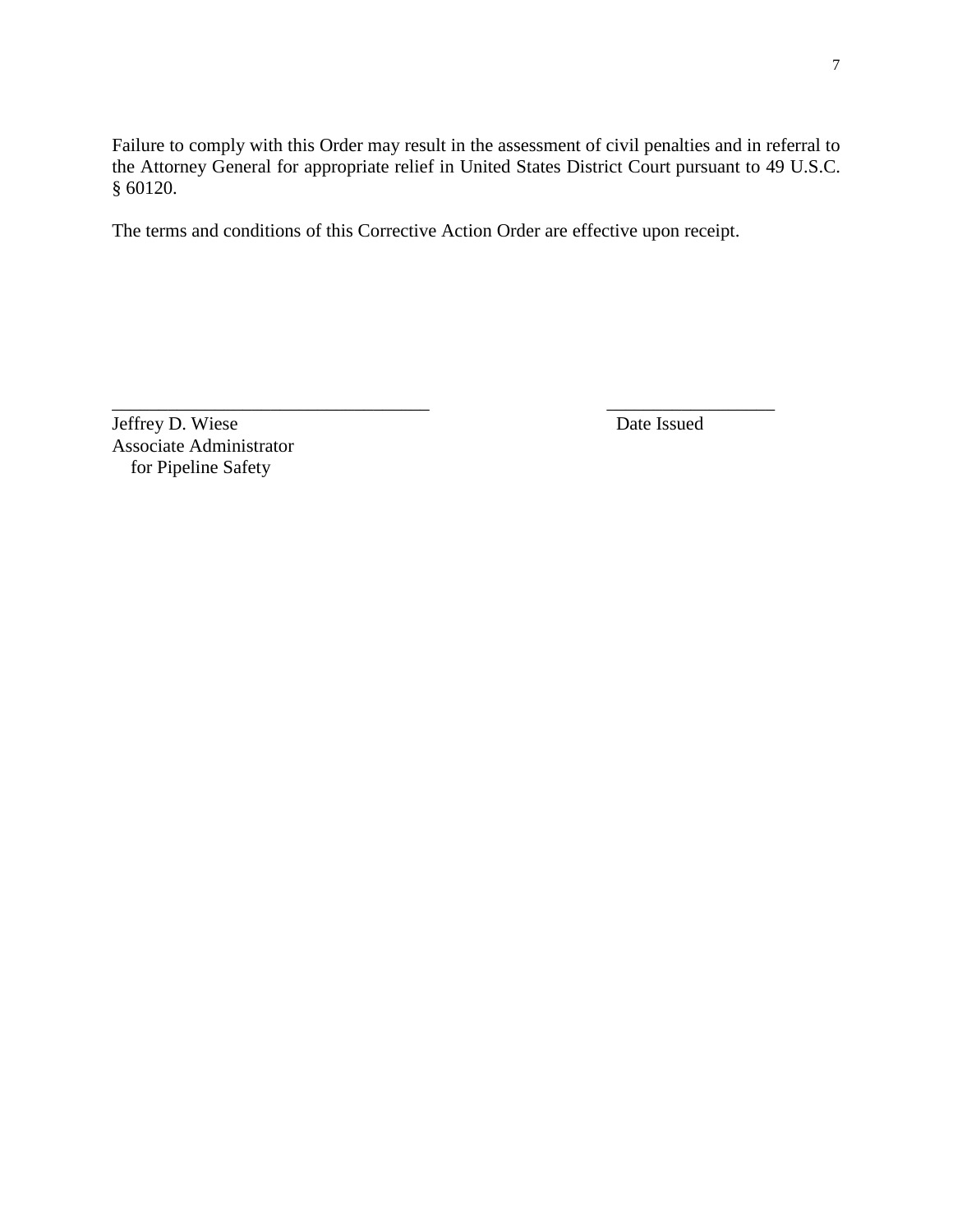Failure to comply with this Order may result in the assessment of civil penalties and in referral to the Attorney General for appropriate relief in United States District Court pursuant to 49 U.S.C. § 60120.

The terms and conditions of this Corrective Action Order are effective upon receipt.

\_\_\_\_\_\_\_\_\_\_\_\_\_\_\_\_\_\_\_\_\_\_\_\_\_\_\_\_\_\_\_\_\_\_\_

Jeffrey D. Wiese
Associate Administrator
for Pipeline Safety

\_\_\_\_\_\_\_\_\_\_\_\_\_\_\_\_\_\_

Date Issued